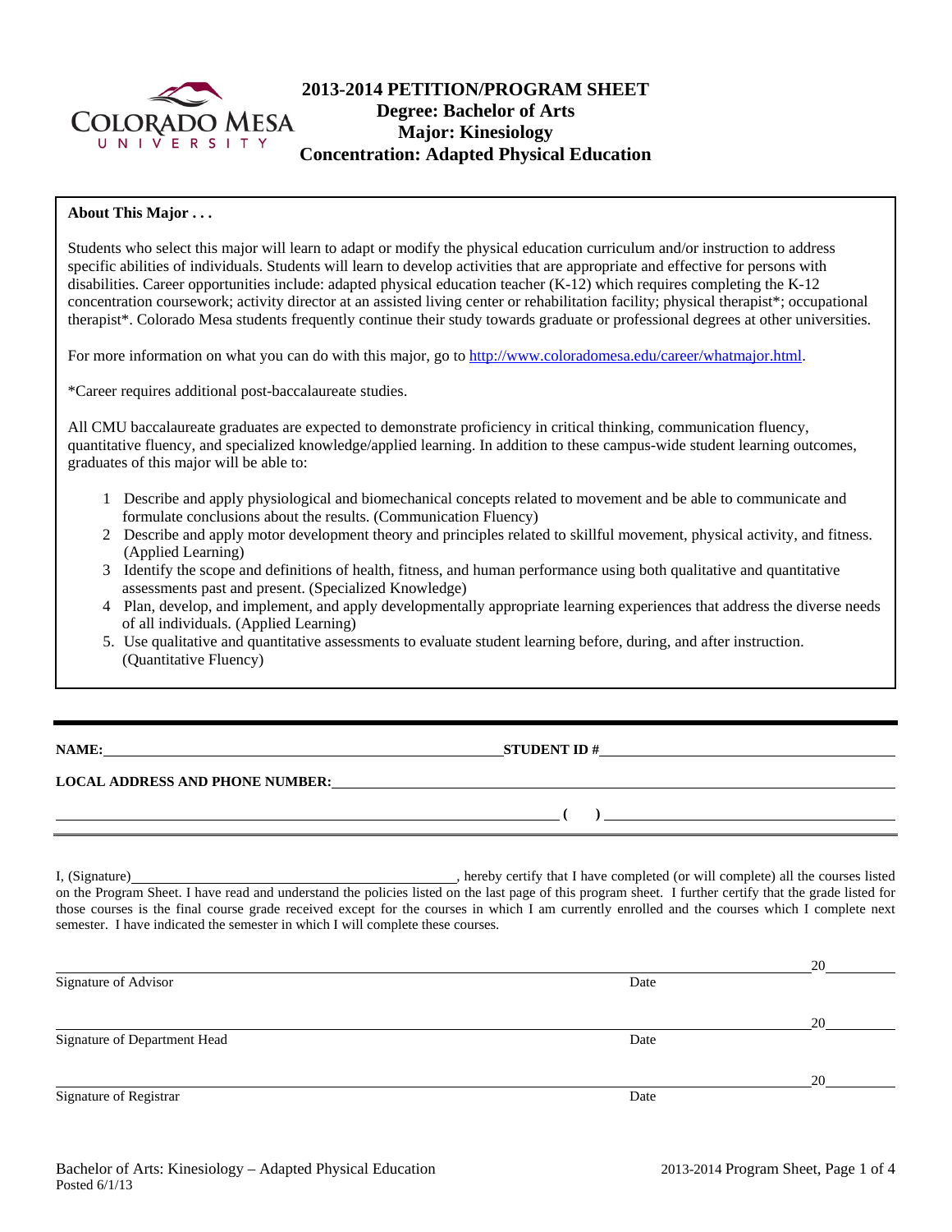# 2013-2014 PETITION/PROGRAM SHEET
## Degree: Bachelor of Arts
## Major: Kinesiology
## Concentration: Adapted Physical Education

**About This Major . . .**

Students who select this major will learn to adapt or modify the physical education curriculum and/or instruction to address specific abilities of individuals. Students will learn to develop activities that are appropriate and effective for persons with disabilities. Career opportunities include: adapted physical education teacher (K-12) which requires completing the K-12 concentration coursework; activity director at an assisted living center or rehabilitation facility; physical therapist*; occupational therapist*. Colorado Mesa students frequently continue their study towards graduate or professional degrees at other universities.

For more information on what you can do with this major, go to http://www.coloradomesa.edu/career/whatmajor.html.

*Career requires additional post-baccalaureate studies.

All CMU baccalaureate graduates are expected to demonstrate proficiency in critical thinking, communication fluency, quantitative fluency, and specialized knowledge/applied learning. In addition to these campus-wide student learning outcomes, graduates of this major will be able to:

1. Describe and apply physiological and biomechanical concepts related to movement and be able to communicate and formulate conclusions about the results. (Communication Fluency)
2. Describe and apply motor development theory and principles related to skillful movement, physical activity, and fitness. (Applied Learning)
3. Identify the scope and definitions of health, fitness, and human performance using both qualitative and quantitative assessments past and present. (Specialized Knowledge)
4. Plan, develop, and implement, and apply developmentally appropriate learning experiences that address the diverse needs of all individuals. (Applied Learning)
5. Use qualitative and quantitative assessments to evaluate student learning before, during, and after instruction. (Quantitative Fluency)

---

**NAME:** ________________________________ **STUDENT ID #** ________________________________

**LOCAL ADDRESS AND PHONE NUMBER:** ________________________________

________________________________ **( )** ________________________________

---

I, (Signature) ________________________________, hereby certify that I have completed (or will complete) all the courses listed on the Program Sheet. I have read and understand the policies listed on the last page of this program sheet. I further certify that the grade listed for those courses is the final course grade received except for the courses in which I am currently enrolled and the courses which I complete next semester. I have indicated the semester in which I will complete these courses.

________________________________ 20____
Signature of Advisor Date

________________________________ 20____
Signature of Department Head Date

________________________________ 20____
Signature of Registrar Date

Bachelor of Arts: Kinesiology – Adapted Physical Education
Posted 6/1/13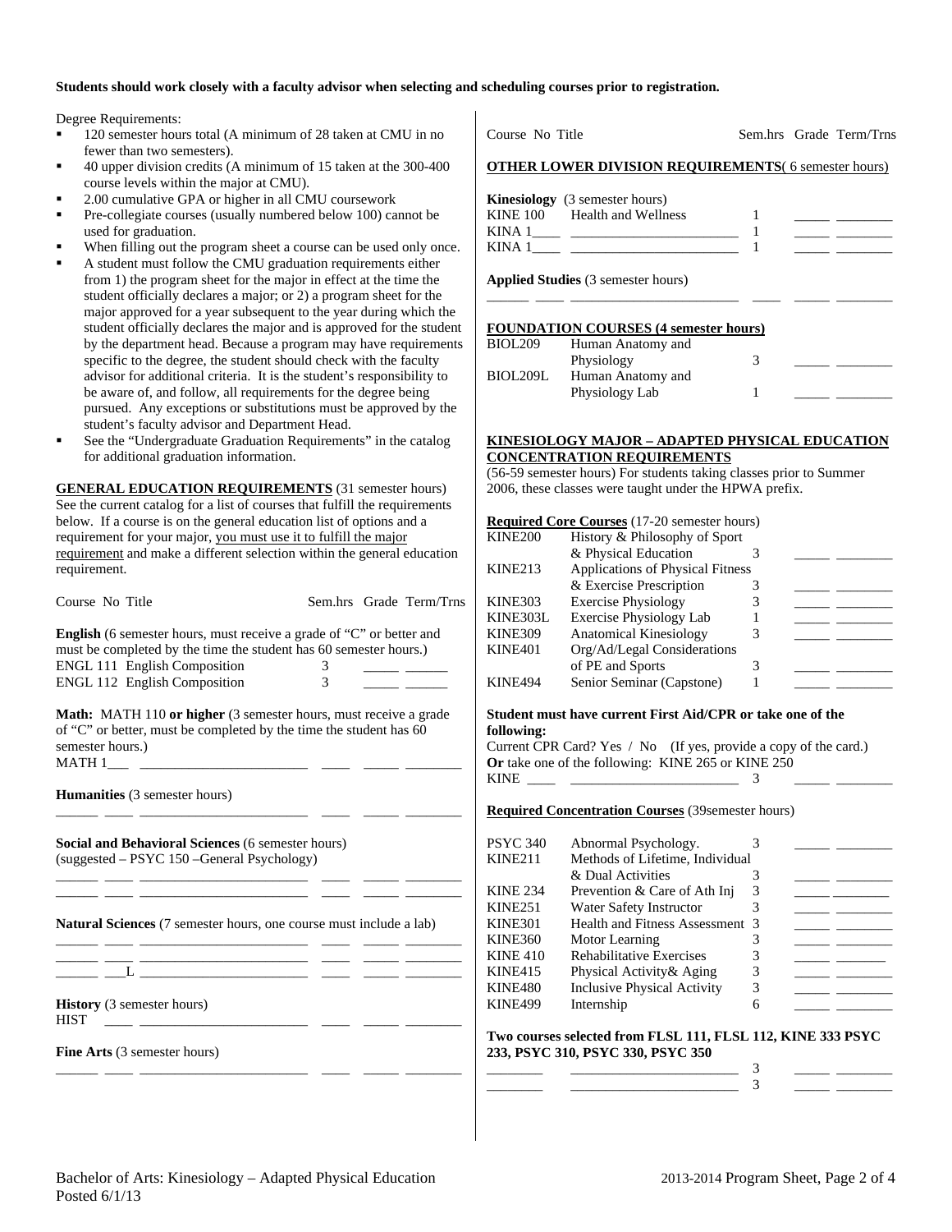**Students should work closely with a faculty advisor when selecting and scheduling courses prior to registration.**

Degree Requirements:

- 120 semester hours total (A minimum of 28 taken at CMU in no fewer than two semesters).
- 40 upper division credits (A minimum of 15 taken at the 300-400 course levels within the major at CMU).
- 2.00 cumulative GPA or higher in all CMU coursework
- Pre-collegiate courses (usually numbered below 100) cannot be used for graduation.
- When filling out the program sheet a course can be used only once.
- A student must follow the CMU graduation requirements either from 1) the program sheet for the major in effect at the time the student officially declares a major; or 2) a program sheet for the major approved for a year subsequent to the year during which the student officially declares the major and is approved for the student by the department head. Because a program may have requirements specific to the degree, the student should check with the faculty advisor for additional criteria. It is the student's responsibility to be aware of, and follow, all requirements for the degree being pursued. Any exceptions or substitutions must be approved by the student's faculty advisor and Department Head.
- See the "Undergraduate Graduation Requirements" in the catalog for additional graduation information.

**GENERAL EDUCATION REQUIREMENTS** (31 semester hours) See the current catalog for a list of courses that fulfill the requirements below. If a course is on the general education list of options and a requirement for your major, you must use it to fulfill the major requirement and make a different selection within the general education requirement.

| Course No | Title | Sem.hrs | Grade | Term/Trns |
|---|---|---|---|---|

**English** (6 semester hours, must receive a grade of "C" or better and must be completed by the time the student has 60 semester hours.)

| Course No | Title | Sem.hrs | Grade | Term/Trns |
|---|---|---|---|---|
| ENGL 111 | English Composition | 3 | | |
| ENGL 112 | English Composition | 3 | | |

**Math:** MATH 110 **or higher** (3 semester hours, must receive a grade of "C" or better, must be completed by the time the student has 60 semester hours.)

| Course No | Title | Sem.hrs | Grade | Term/Trns |
|---|---|---|---|---|
| MATH 1___ | | | | |

**Humanities** (3 semester hours)

| Course No | Title | Sem.hrs | Grade | Term/Trns |
|---|---|---|---|---|
| | | | | |

**Social and Behavioral Sciences** (6 semester hours)
(suggested – PSYC 150 –General Psychology)

| Course No | Title | Sem.hrs | Grade | Term/Trns |
|---|---|---|---|---|
| | | | | |
| | | | | |

**Natural Sciences** (7 semester hours, one course must include a lab)

| Course No | Title | Sem.hrs | Grade | Term/Trns |
|---|---|---|---|---|
| | | | | |
| | | | | |
| ___L | | | | |

**History** (3 semester hours)

| Course No | Title | Sem.hrs | Grade | Term/Trns |
|---|---|---|---|---|
| HIST | | | | |

**Fine Arts** (3 semester hours)

| Course No | Title | Sem.hrs | Grade | Term/Trns |
|---|---|---|---|---|
| | | | | |

**OTHER LOWER DIVISION REQUIREMENTS** (6 semester hours)

**Kinesiology** (3 semester hours)

| Course No | Title | Sem.hrs | Grade | Term/Trns |
|---|---|---|---|---|
| KINE 100 | Health and Wellness | 1 | | |
| KINA 1____ | | 1 | | |
| KINA 1____ | | 1 | | |

**Applied Studies** (3 semester hours)

| Course No | Title | Sem.hrs | Grade | Term/Trns |
|---|---|---|---|---|
| | | | | |

**FOUNDATION COURSES (4 semester hours)**

| Course No | Title | Sem.hrs | Grade | Term/Trns |
|---|---|---|---|---|
| BIOL209 | Human Anatomy and Physiology | 3 | | |
| BIOL209L | Human Anatomy and Physiology Lab | 1 | | |

**KINESIOLOGY MAJOR – ADAPTED PHYSICAL EDUCATION CONCENTRATION REQUIREMENTS**
(56-59 semester hours) For students taking classes prior to Summer 2006, these classes were taught under the HPWA prefix.

**Required Core Courses** (17-20 semester hours)

| Course No | Title | Sem.hrs | Grade | Term/Trns |
|---|---|---|---|---|
| KINE200 | History & Philosophy of Sport & Physical Education | 3 | | |
| KINE213 | Applications of Physical Fitness & Exercise Prescription | 3 | | |
| KINE303 | Exercise Physiology | 3 | | |
| KINE303L | Exercise Physiology Lab | 1 | | |
| KINE309 | Anatomical Kinesiology | 3 | | |
| KINE401 | Org/Ad/Legal Considerations of PE and Sports | 3 | | |
| KINE494 | Senior Seminar (Capstone) | 1 | | |

**Student must have current First Aid/CPR or take one of the following:**
Current CPR Card? Yes / No (If yes, provide a copy of the card.)
**Or** take one of the following: KINE 265 or KINE 250

| Course No | Title | Sem.hrs | Grade | Term/Trns |
|---|---|---|---|---|
| KINE ____ | | 3 | | |

**Required Concentration Courses** (39semester hours)

| Course No | Title | Sem.hrs | Grade | Term/Trns |
|---|---|---|---|---|
| PSYC 340 | Abnormal Psychology. | 3 | | |
| KINE211 | Methods of Lifetime, Individual & Dual Activities | 3 | | |
| KINE 234 | Prevention & Care of Ath Inj | 3 | | |
| KINE251 | Water Safety Instructor | 3 | | |
| KINE301 | Health and Fitness Assessment | 3 | | |
| KINE360 | Motor Learning | 3 | | |
| KINE 410 | Rehabilitative Exercises | 3 | | |
| KINE415 | Physical Activity& Aging | 3 | | |
| KINE480 | Inclusive Physical Activity | 3 | | |
| KINE499 | Internship | 6 | | |

**Two courses selected from FLSL 111, FLSL 112, KINE 333 PSYC 233, PSYC 310, PSYC 330, PSYC 350**

| Course No | Title | Sem.hrs | Grade | Term/Trns |
|---|---|---|---|---|
| | | 3 | | |
| | | 3 | | |

Bachelor of Arts: Kinesiology – Adapted Physical Education
Posted 6/1/13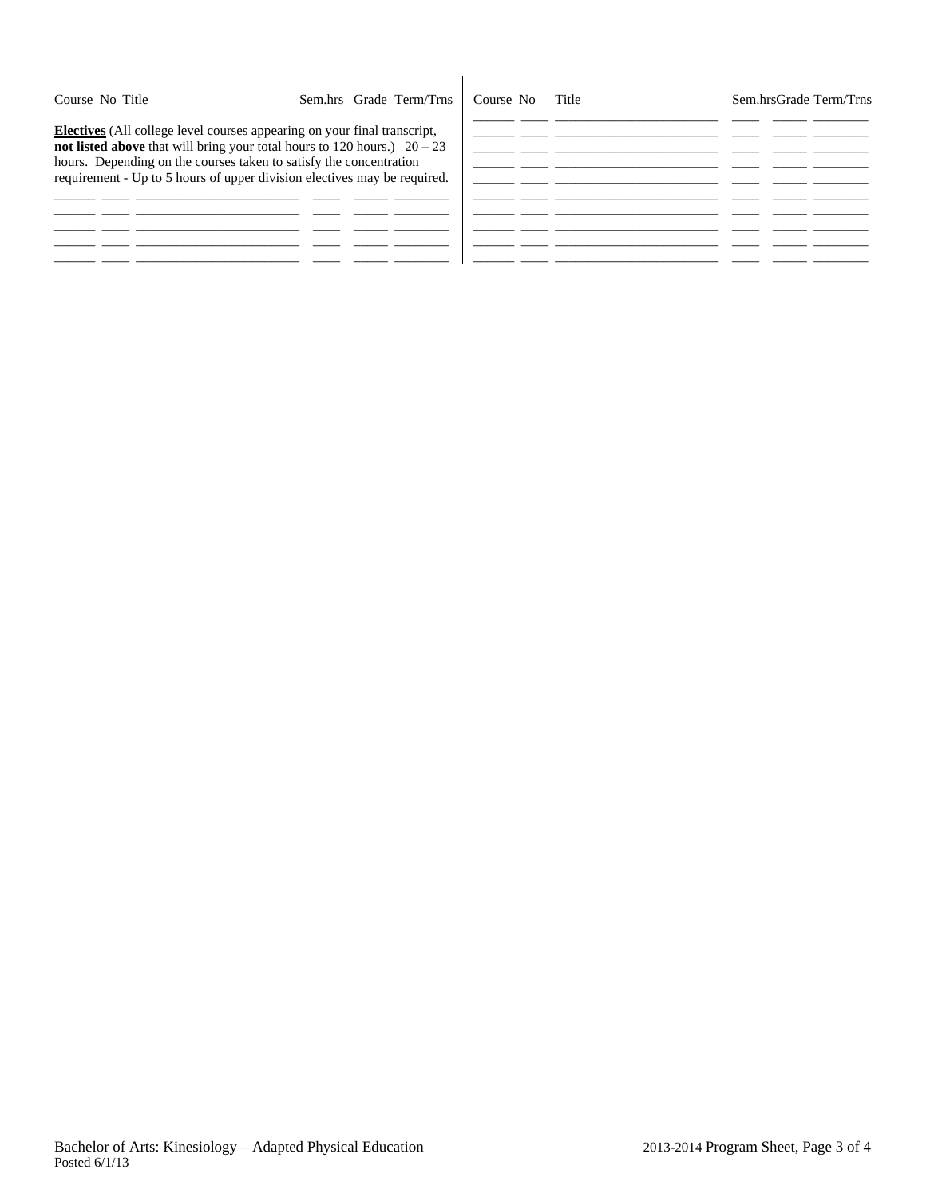| Course | No | Title | Sem.hrs | Grade | Term/Trns |
|---|---|---|---|---|---|

**Electives** (All college level courses appearing on your final transcript, **not listed above** that will bring your total hours to 120 hours.) 20 – 23 hours. Depending on the courses taken to satisfy the concentration requirement - Up to 5 hours of upper division electives may be required.

| Course | No | Title | Sem.hrs | Grade | Term/Trns |
|---|---|---|---|---|---|
| | | | | | |
| | | | | | |
| | | | | | |
| | | | | | |
| | | | | | |

| Course | No | Title | Sem.hrs | Grade | Term/Trns |
|---|---|---|---|---|---|
| | | | | | |
| | | | | | |
| | | | | | |
| | | | | | |
| | | | | | |
| | | | | | |
| | | | | | |
| | | | | | |
| | | | | | |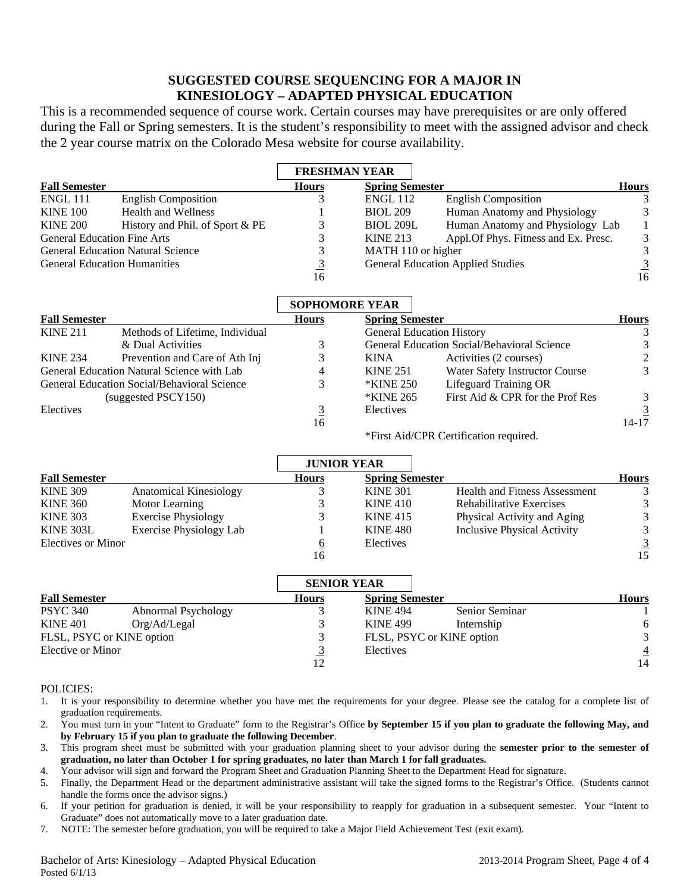## SUGGESTED COURSE SEQUENCING FOR A MAJOR IN KINESIOLOGY – ADAPTED PHYSICAL EDUCATION

This is a recommended sequence of course work. Certain courses may have prerequisites or are only offered during the Fall or Spring semesters. It is the student's responsibility to meet with the assigned advisor and check the 2 year course matrix on the Colorado Mesa website for course availability.

### FRESHMAN YEAR

| Fall Semester | | Hours | Spring Semester | | Hours |
|---|---|---|---|---|---|
| ENGL 111 | English Composition | 3 | ENGL 112 | English Composition | 3 |
| KINE 100 | Health and Wellness | 1 | BIOL 209 | Human Anatomy and Physiology | 3 |
| KINE 200 | History and Phil. of Sport & PE | 3 | BIOL 209L | Human Anatomy and Physiology Lab | 1 |
| General Education Fine Arts | | 3 | KINE 213 | Appl.Of Phys. Fitness and Ex. Presc. | 3 |
| General Education Natural Science | | 3 | MATH 110 or higher | | 3 |
| General Education Humanities | | 3 | General Education Applied Studies | | 3 |
| | | 16 | | | 16 |

### SOPHOMORE YEAR

| Fall Semester | | Hours | Spring Semester | | Hours |
|---|---|---|---|---|---|
| KINE 211 | Methods of Lifetime, Individual & Dual Activities | 3 | General Education History | | 3 |
| KINE 234 | Prevention and Care of Ath Inj | 3 | General Education Social/Behavioral Science | | 3 |
| General Education Natural Science with Lab | | 4 | KINA | Activities (2 courses) | 2 |
| General Education Social/Behavioral Science (suggested PSCY150) | | 3 | KINE 251 | Water Safety Instructor Course | 3 |
| Electives | | 3 | *KINE 250 / *KINE 265 | Lifeguard Training OR First Aid & CPR for the Prof Res | 3 |
| | | | Electives | | 3 |
| | | 16 | | | 14-17 |

*First Aid/CPR Certification required.

### JUNIOR YEAR

| Fall Semester | | Hours | Spring Semester | | Hours |
|---|---|---|---|---|---|
| KINE 309 | Anatomical Kinesiology | 3 | KINE 301 | Health and Fitness Assessment | 3 |
| KINE 360 | Motor Learning | 3 | KINE 410 | Rehabilitative Exercises | 3 |
| KINE 303 | Exercise Physiology | 3 | KINE 415 | Physical Activity and Aging | 3 |
| KINE 303L | Exercise Physiology Lab | 1 | KINE 480 | Inclusive Physical Activity | 3 |
| Electives or Minor | | 6 | Electives | | 3 |
| | | 16 | | | 15 |

### SENIOR YEAR

| Fall Semester | | Hours | Spring Semester | | Hours |
|---|---|---|---|---|---|
| PSYC 340 | Abnormal Psychology | 3 | KINE 494 | Senior Seminar | 1 |
| KINE 401 | Org/Ad/Legal | 3 | KINE 499 | Internship | 6 |
| FLSL, PSYC or KINE option | | 3 | FLSL, PSYC or KINE option | | 3 |
| Elective or Minor | | 3 | Electives | | 4 |
| | | 12 | | | 14 |

POLICIES:

1. It is your responsibility to determine whether you have met the requirements for your degree. Please see the catalog for a complete list of graduation requirements.
2. You must turn in your "Intent to Graduate" form to the Registrar's Office **by September 15 if you plan to graduate the following May, and by February 15 if you plan to graduate the following December**.
3. This program sheet must be submitted with your graduation planning sheet to your advisor during the **semester prior to the semester of graduation, no later than October 1 for spring graduates, no later than March 1 for fall graduates.**
4. Your advisor will sign and forward the Program Sheet and Graduation Planning Sheet to the Department Head for signature.
5. Finally, the Department Head or the department administrative assistant will take the signed forms to the Registrar's Office. (Students cannot handle the forms once the advisor signs.)
6. If your petition for graduation is denied, it will be your responsibility to reapply for graduation in a subsequent semester. Your "Intent to Graduate" does not automatically move to a later graduation date.
7. NOTE: The semester before graduation, you will be required to take a Major Field Achievement Test (exit exam).